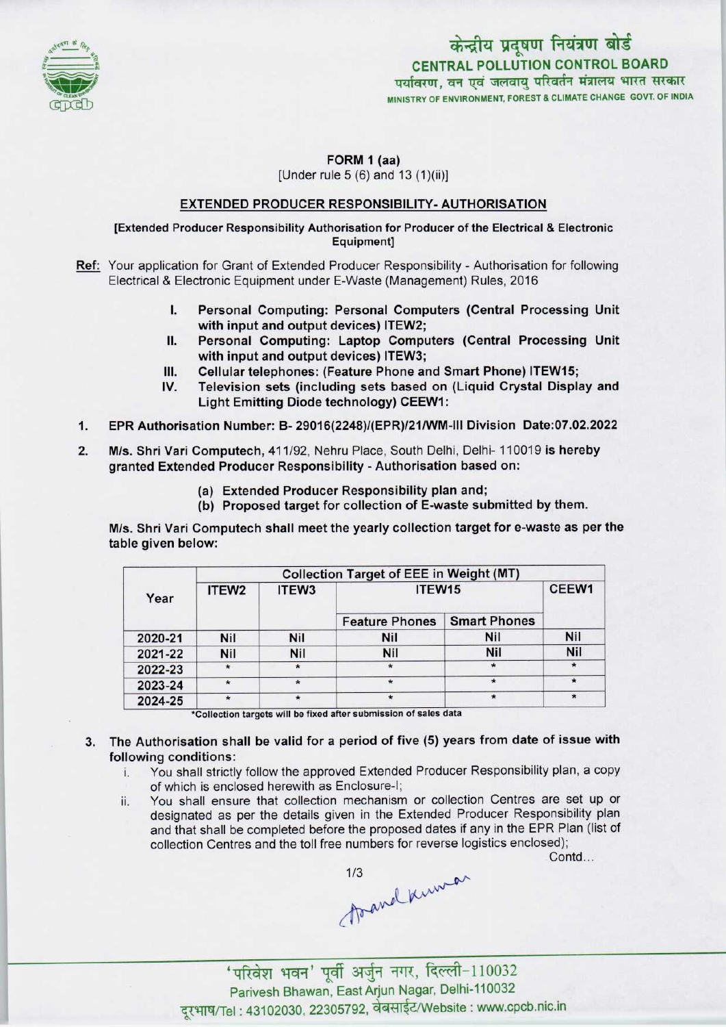केन्द्रीय प्रदूषण नियंत्रण बोर्ड
CENTRAL POLLUTION CONTROL BOARD
पर्यावरण, वन एवं जलवायु परिवर्तन मंत्रालय भारत सरकार
MINISTRY OF ENVIRONMENT, FOREST & CLIMATE CHANGE GOVT. OF INDIA

## FORM 1 (aa)

[Under rule 5 (6) and 13 (1)(ii)]

### EXTENDED PRODUCER RESPONSIBILITY- AUTHORISATION

**[Extended Producer Responsibility Authorisation for Producer of the Electrical & Electronic Equipment]**

Ref: Your application for Grant of Extended Producer Responsibility - Authorisation for following Electrical & Electronic Equipment under E-Waste (Management) Rules, 2016

- I. **Personal Computing: Personal Computers (Central Processing Unit with input and output devices) ITEW2;**
- II. **Personal Computing: Laptop Computers (Central Processing Unit with input and output devices) ITEW3;**
- III. **Cellular telephones: (Feature Phone and Smart Phone) ITEW15;**
- IV. **Television sets (including sets based on (Liquid Crystal Display and Light Emitting Diode technology) CEEW1:**

1. **EPR Authorisation Number: B- 29016(2248)/(EPR)/21/WM-III Division Date:07.02.2022**

2. **M/s. Shri Vari Computech,** 411/92, Nehru Place, South Delhi, Delhi- 110019 **is hereby granted Extended Producer Responsibility - Authorisation based on:**
   - **(a) Extended Producer Responsibility plan and;**
   - **(b) Proposed target for collection of E-waste submitted by them.**

**M/s. Shri Vari Computech shall meet the yearly collection target for e-waste as per the table given below:**

| Year | Collection Target of EEE in Weight (MT) | | | | |
|---|---|---|---|---|---|
| | ITEW2 | ITEW3 | ITEW15 | | CEEW1 |
| | | | Feature Phones | Smart Phones | |
| 2020-21 | Nil | Nil | Nil | Nil | Nil |
| 2021-22 | Nil | Nil | Nil | Nil | Nil |
| 2022-23 | * | * | * | * | * |
| 2023-24 | * | * | * | * | * |
| 2024-25 | * | * | * | * | * |

*Collection targets will be fixed after submission of sales data

3. **The Authorisation shall be valid for a period of five (5) years from date of issue with following conditions:**
   - i. You shall strictly follow the approved Extended Producer Responsibility plan, a copy of which is enclosed herewith as Enclosure-I;
   - ii. You shall ensure that collection mechanism or collection Centres are set up or designated as per the details given in the Extended Producer Responsibility plan and that shall be completed before the proposed dates if any in the EPR Plan (list of collection Centres and the toll free numbers for reverse logistics enclosed);

Contd...

'परिवेश भवन' पूर्वी अर्जुन नगर, दिल्ली-110032
Parivesh Bhawan, East Arjun Nagar, Delhi-110032
दूरभाष/Tel : 43102030, 22305792, वेबसाईट/Website : www.cpcb.nic.in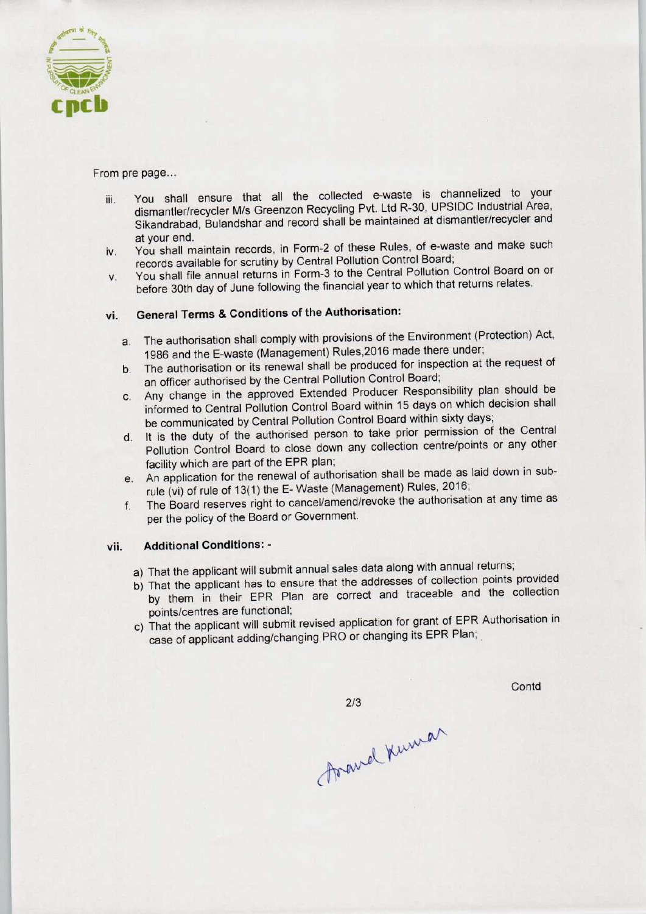From pre page...

iii. You shall ensure that all the collected e-waste is channelized to your dismantler/recycler M/s Greenzon Recycling Pvt. Ltd R-30, UPSIDC Industrial Area, Sikandrabad, Bulandshar and record shall be maintained at dismantler/recycler and at your end.

iv. You shall maintain records, in Form-2 of these Rules, of e-waste and make such records available for scrutiny by Central Pollution Control Board;

v. You shall file annual returns in Form-3 to the Central Pollution Control Board on or before 30th day of June following the financial year to which that returns relates.

vi. **General Terms & Conditions of the Authorisation:**

a. The authorisation shall comply with provisions of the Environment (Protection) Act, 1986 and the E-waste (Management) Rules,2016 made there under;

b. The authorisation or its renewal shall be produced for inspection at the request of an officer authorised by the Central Pollution Control Board;

c. Any change in the approved Extended Producer Responsibility plan should be informed to Central Pollution Control Board within 15 days on which decision shall be communicated by Central Pollution Control Board within sixty days;

d. It is the duty of the authorised person to take prior permission of the Central Pollution Control Board to close down any collection centre/points or any other facility which are part of the EPR plan;

e. An application for the renewal of authorisation shall be made as laid down in sub-rule (vi) of rule of 13(1) the E- Waste (Management) Rules, 2016;

f. The Board reserves right to cancel/amend/revoke the authorisation at any time as per the policy of the Board or Government.

vii. **Additional Conditions: -**

a) That the applicant will submit annual sales data along with annual returns;

b) That the applicant has to ensure that the addresses of collection points provided by them in their EPR Plan are correct and traceable and the collection points/centres are functional;

c) That the applicant will submit revised application for grant of EPR Authorisation in case of applicant adding/changing PRO or changing its EPR Plan;

Contd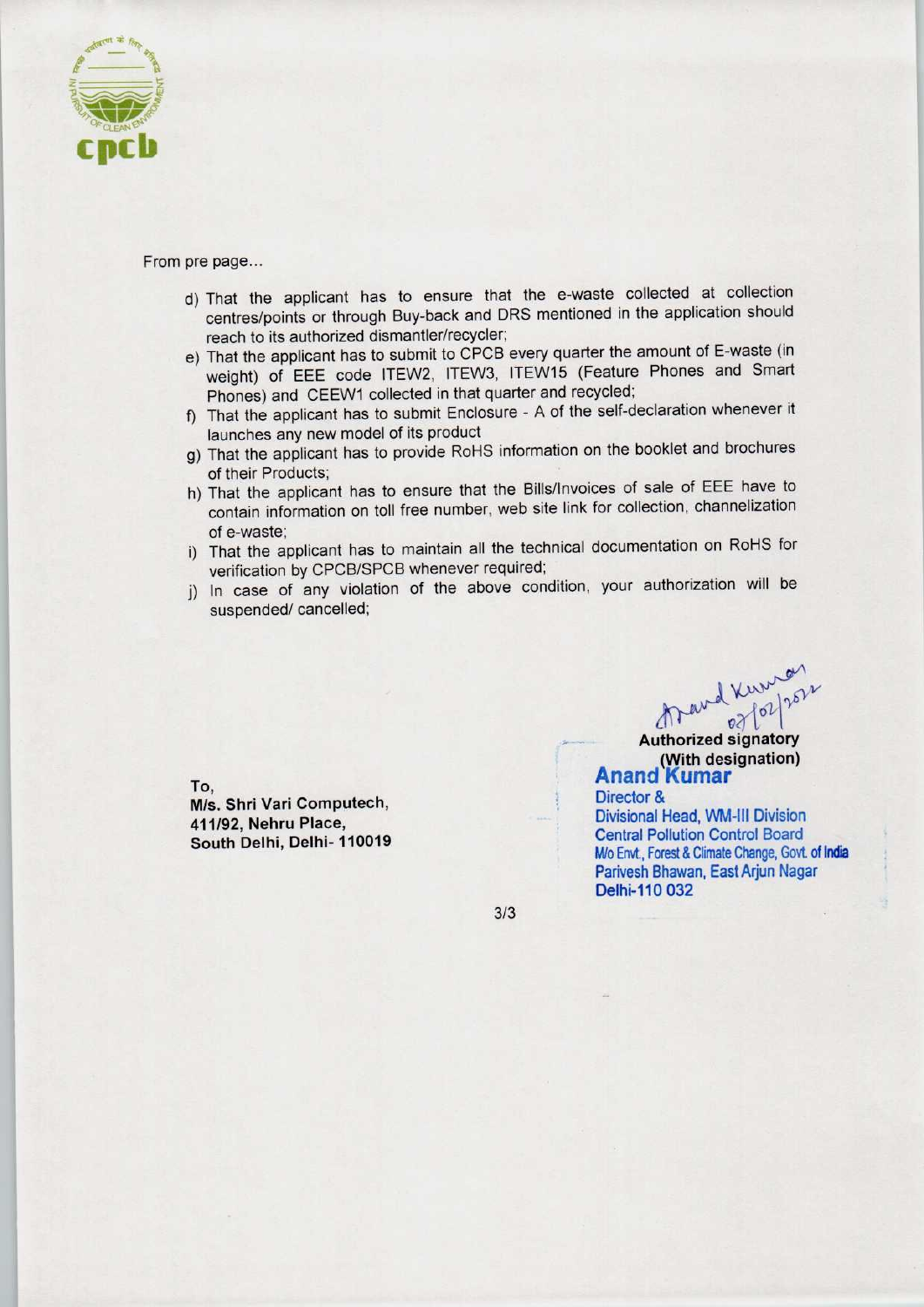From pre page...

d) That the applicant has to ensure that the e-waste collected at collection centres/points or through Buy-back and DRS mentioned in the application should reach to its authorized dismantler/recycler;
e) That the applicant has to submit to CPCB every quarter the amount of E-waste (in weight) of EEE code ITEW2, ITEW3, ITEW15 (Feature Phones and Smart Phones) and CEEW1 collected in that quarter and recycled;
f) That the applicant has to submit Enclosure - A of the self-declaration whenever it launches any new model of its product
g) That the applicant has to provide RoHS information on the booklet and brochures of their Products;
h) That the applicant has to ensure that the Bills/Invoices of sale of EEE have to contain information on toll free number, web site link for collection, channelization of e-waste;
i) That the applicant has to maintain all the technical documentation on RoHS for verification by CPCB/SPCB whenever required;
j) In case of any violation of the above condition, your authorization will be suspended/ cancelled;

Anand Kumar
07/02/2022

**Authorized signatory**
**(With designation)**

**Anand Kumar**
Director &
Divisional Head, WM-III Division
Central Pollution Control Board
M/o Envt., Forest & Climate Change, Govt. of India
Parivesh Bhawan, East Arjun Nagar
Delhi-110 032

To,
**M/s. Shri Vari Computech,**
**411/92, Nehru Place,**
**South Delhi, Delhi- 110019**